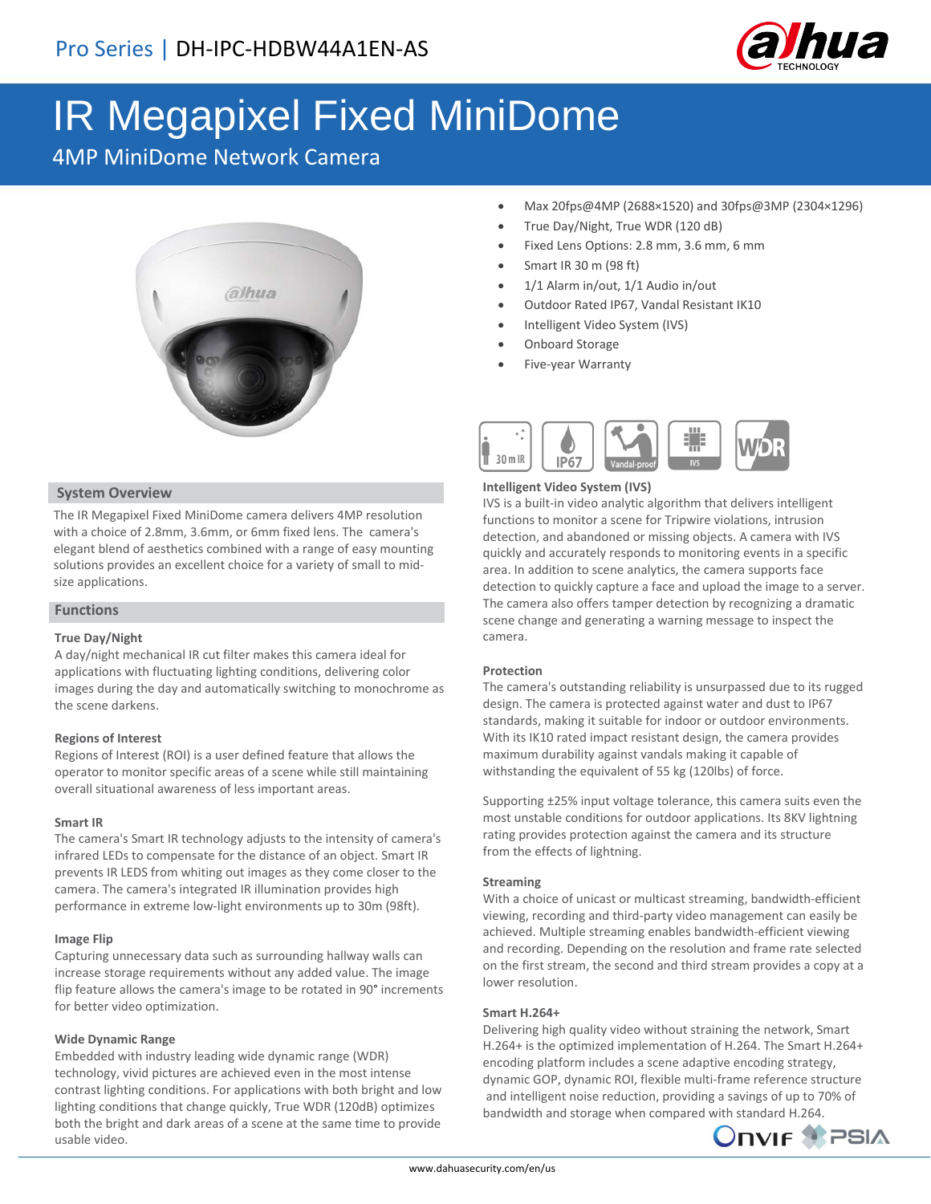Pro Series | DH-IPC-HDBW44A1EN-AS

# IR Megapixel Fixed MiniDome

## 4MP MiniDome Network Camera

- Max 20fps@4MP (2688×1520) and 30fps@3MP (2304×1296)
- True Day/Night, True WDR (120 dB)
- Fixed Lens Options: 2.8 mm, 3.6 mm, 6 mm
- Smart IR 30 m (98 ft)
- 1/1 Alarm in/out, 1/1 Audio in/out
- Outdoor Rated IP67, Vandal Resistant IK10
- Intelligent Video System (IVS)
- Onboard Storage
- Five-year Warranty

## System Overview

The IR Megapixel Fixed MiniDome camera delivers 4MP resolution with a choice of 2.8mm, 3.6mm, or 6mm fixed lens. The camera's elegant blend of aesthetics combined with a range of easy mounting solutions provides an excellent choice for a variety of small to mid-size applications.

## Functions

### True Day/Night

A day/night mechanical IR cut filter makes this camera ideal for applications with fluctuating lighting conditions, delivering color images during the day and automatically switching to monochrome as the scene darkens.

### Regions of Interest

Regions of Interest (ROI) is a user defined feature that allows the operator to monitor specific areas of a scene while still maintaining overall situational awareness of less important areas.

### Smart IR

The camera's Smart IR technology adjusts to the intensity of camera's infrared LEDs to compensate for the distance of an object. Smart IR prevents IR LEDS from whiting out images as they come closer to the camera. The camera's integrated IR illumination provides high performance in extreme low-light environments up to 30m (98ft).

### Image Flip

Capturing unnecessary data such as surrounding hallway walls can increase storage requirements without any added value. The image flip feature allows the camera's image to be rotated in 90° increments for better video optimization.

### Wide Dynamic Range

Embedded with industry leading wide dynamic range (WDR) technology, vivid pictures are achieved even in the most intense contrast lighting conditions. For applications with both bright and low lighting conditions that change quickly, True WDR (120dB) optimizes both the bright and dark areas of a scene at the same time to provide usable video.

### Intelligent Video System (IVS)

IVS is a built-in video analytic algorithm that delivers intelligent functions to monitor a scene for Tripwire violations, intrusion detection, and abandoned or missing objects. A camera with IVS quickly and accurately responds to monitoring events in a specific area. In addition to scene analytics, the camera supports face detection to quickly capture a face and upload the image to a server. The camera also offers tamper detection by recognizing a dramatic scene change and generating a warning message to inspect the camera.

### Protection

The camera's outstanding reliability is unsurpassed due to its rugged design. The camera is protected against water and dust to IP67 standards, making it suitable for indoor or outdoor environments. With its IK10 rated impact resistant design, the camera provides maximum durability against vandals making it capable of withstanding the equivalent of 55 kg (120lbs) of force.

Supporting ±25% input voltage tolerance, this camera suits even the most unstable conditions for outdoor applications. Its 8KV lightning rating provides protection against the camera and its structure from the effects of lightning.

### Streaming

With a choice of unicast or multicast streaming, bandwidth-efficient viewing, recording and third-party video management can easily be achieved. Multiple streaming enables bandwidth-efficient viewing and recording. Depending on the resolution and frame rate selected on the first stream, the second and third stream provides a copy at a lower resolution.

### Smart H.264+

Delivering high quality video without straining the network, Smart H.264+ is the optimized implementation of H.264. The Smart H.264+ encoding platform includes a scene adaptive encoding strategy, dynamic GOP, dynamic ROI, flexible multi-frame reference structure and intelligent noise reduction, providing a savings of up to 70% of bandwidth and storage when compared with standard H.264.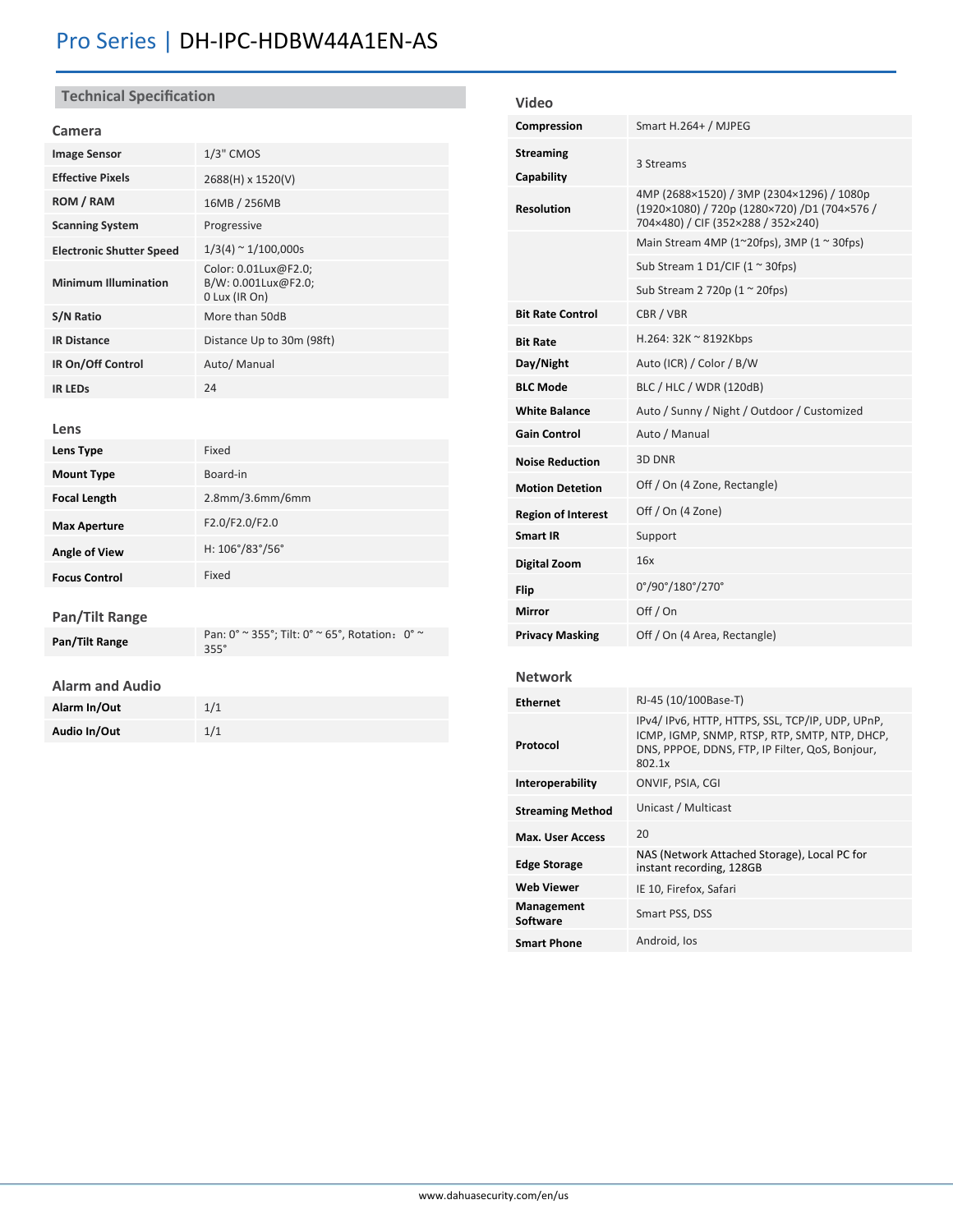# Pro Series | DH-IPC-HDBW44A1EN-AS

## Technical Specification

### Camera

| | |
|---|---|
| **Image Sensor** | 1/3" CMOS |
| **Effective Pixels** | 2688(H) x 1520(V) |
| **ROM / RAM** | 16MB / 256MB |
| **Scanning System** | Progressive |
| **Electronic Shutter Speed** | 1/3(4) ~ 1/100,000s |
| **Minimum Illumination** | Color: 0.01Lux@F2.0; B/W: 0.001Lux@F2.0; 0 Lux (IR On) |
| **S/N Ratio** | More than 50dB |
| **IR Distance** | Distance Up to 30m (98ft) |
| **IR On/Off Control** | Auto/ Manual |
| **IR LEDs** | 24 |

### Lens

| | |
|---|---|
| **Lens Type** | Fixed |
| **Mount Type** | Board-in |
| **Focal Length** | 2.8mm/3.6mm/6mm |
| **Max Aperture** | F2.0/F2.0/F2.0 |
| **Angle of View** | H: 106°/83°/56° |
| **Focus Control** | Fixed |

### Pan/Tilt Range

| | |
|---|---|
| **Pan/Tilt Range** | Pan: 0° ~ 355°; Tilt: 0° ~ 65°, Rotation：0° ~ 355° |

### Alarm and Audio

| | |
|---|---|
| **Alarm In/Out** | 1/1 |
| **Audio In/Out** | 1/1 |

### Video

| | |
|---|---|
| **Compression** | Smart H.264+ / MJPEG |
| **Streaming Capability** | 3 Streams |
| **Resolution** | 4MP (2688×1520) / 3MP (2304×1296) / 1080p (1920×1080) / 720p (1280×720) /D1 (704×576 / 704×480) / CIF (352×288 / 352×240) |
| | Main Stream 4MP (1~20fps), 3MP (1 ~ 30fps) |
| | Sub Stream 1 D1/CIF (1 ~ 30fps) |
| | Sub Stream 2 720p (1 ~ 20fps) |
| **Bit Rate Control** | CBR / VBR |
| **Bit Rate** | H.264: 32K ~ 8192Kbps |
| **Day/Night** | Auto (ICR) / Color / B/W |
| **BLC Mode** | BLC / HLC / WDR (120dB) |
| **White Balance** | Auto / Sunny / Night / Outdoor / Customized |
| **Gain Control** | Auto / Manual |
| **Noise Reduction** | 3D DNR |
| **Motion Detetion** | Off / On (4 Zone, Rectangle) |
| **Region of Interest** | Off / On (4 Zone) |
| **Smart IR** | Support |
| **Digital Zoom** | 16x |
| **Flip** | 0°/90°/180°/270° |
| **Mirror** | Off / On |
| **Privacy Masking** | Off / On (4 Area, Rectangle) |

### Network

| | |
|---|---|
| **Ethernet** | RJ-45 (10/100Base-T) |
| **Protocol** | IPv4/ IPv6, HTTP, HTTPS, SSL, TCP/IP, UDP, UPnP, ICMP, IGMP, SNMP, RTSP, RTP, SMTP, NTP, DHCP, DNS, PPPOE, DDNS, FTP, IP Filter, QoS, Bonjour, 802.1x |
| **Interoperability** | ONVIF, PSIA, CGI |
| **Streaming Method** | Unicast / Multicast |
| **Max. User Access** | 20 |
| **Edge Storage** | NAS (Network Attached Storage), Local PC for instant recording, 128GB |
| **Web Viewer** | IE 10, Firefox, Safari |
| **Management Software** | Smart PSS, DSS |
| **Smart Phone** | Android, Ios |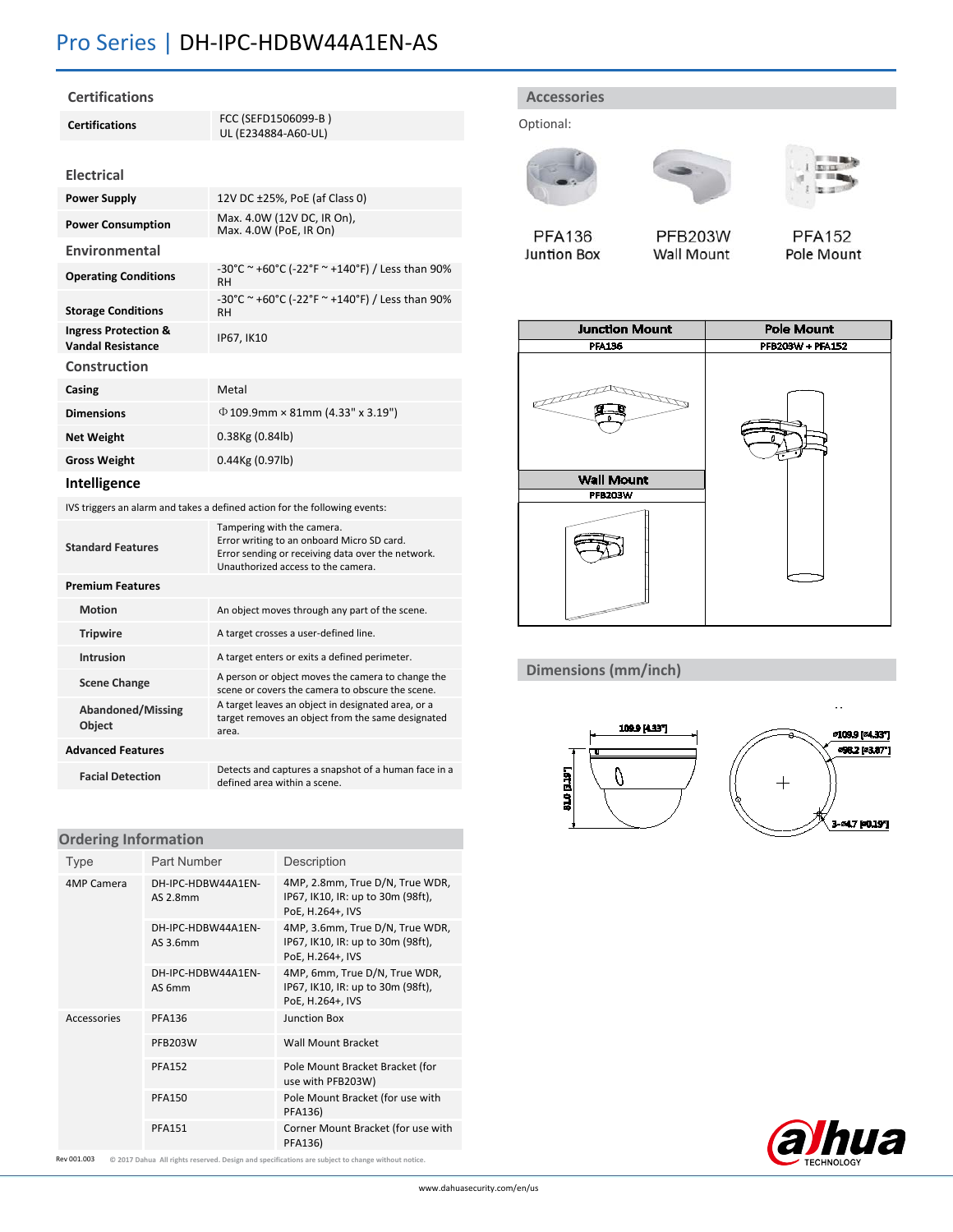# Pro Series | DH-IPC-HDBW44A1EN-AS

## Certifications

| | |
|---|---|
| Certifications | FCC (SEFD1506099-B )<br>UL (E234884-A60-UL) |

## Electrical

| | |
|---|---|
| Power Supply | 12V DC ±25%, PoE (af Class 0) |
| Power Consumption | Max. 4.0W (12V DC, IR On),<br>Max. 4.0W (PoE, IR On) |

## Environmental

| | |
|---|---|
| Operating Conditions | -30°C ~ +60°C (-22°F ~ +140°F) / Less than 90% RH |
| Storage Conditions | -30°C ~ +60°C (-22°F ~ +140°F) / Less than 90% RH |
| Ingress Protection & Vandal Resistance | IP67, IK10 |

## Construction

| | |
|---|---|
| Casing | Metal |
| Dimensions | Φ109.9mm × 81mm (4.33" x 3.19") |
| Net Weight | 0.38Kg (0.84lb) |
| Gross Weight | 0.44Kg (0.97lb) |

## Intelligence

IVS triggers an alarm and takes a defined action for the following events:

| | |
|---|---|
| Standard Features | Tampering with the camera.<br>Error writing to an onboard Micro SD card.<br>Error sending or receiving data over the network.<br>Unauthorized access to the camera. |
| **Premium Features** | |
| Motion | An object moves through any part of the scene. |
| Tripwire | A target crosses a user-defined line. |
| Intrusion | A target enters or exits a defined perimeter. |
| Scene Change | A person or object moves the camera to change the scene or covers the camera to obscure the scene. |
| Abandoned/Missing Object | A target leaves an object in designated area, or a target removes an object from the same designated area. |
| **Advanced Features** | |
| Facial Detection | Detects and captures a snapshot of a human face in a defined area within a scene. |

## Ordering Information

| Type | Part Number | Description |
|---|---|---|
| 4MP Camera | DH-IPC-HDBW44A1EN-AS 2.8mm | 4MP, 2.8mm, True D/N, True WDR, IP67, IK10, IR: up to 30m (98ft), PoE, H.264+, IVS |
| | DH-IPC-HDBW44A1EN-AS 3.6mm | 4MP, 3.6mm, True D/N, True WDR, IP67, IK10, IR: up to 30m (98ft), PoE, H.264+, IVS |
| | DH-IPC-HDBW44A1EN-AS 6mm | 4MP, 6mm, True D/N, True WDR, IP67, IK10, IR: up to 30m (98ft), PoE, H.264+, IVS |
| Accessories | PFA136 | Junction Box |
| | PFB203W | Wall Mount Bracket |
| | PFA152 | Pole Mount Bracket Bracket (for use with PFB203W) |
| | PFA150 | Pole Mount Bracket (for use with PFA136) |
| | PFA151 | Corner Mount Bracket (for use with PFA136) |

## Accessories

Optional:

PFA136
Juntion Box

PFB203W
Wall Mount

PFA152
Pole Mount

| Junction Mount | Pole Mount |
|---|---|
| PFA136 | PFB203W + PFA152 |
| Wall Mount | |
| PFB203W | |

## Dimensions (mm/inch)

109.9 [4.33"]
81.0 [3.19"]
ø109.9 [ø4.33"]
ø98.2 [ø3.87"]
3-ø4.7 [ø0.19"]

Rev 001.003 © 2017 Dahua All rights reserved. Design and specifications are subject to change without notice.

www.dahuasecurity.com/en/us